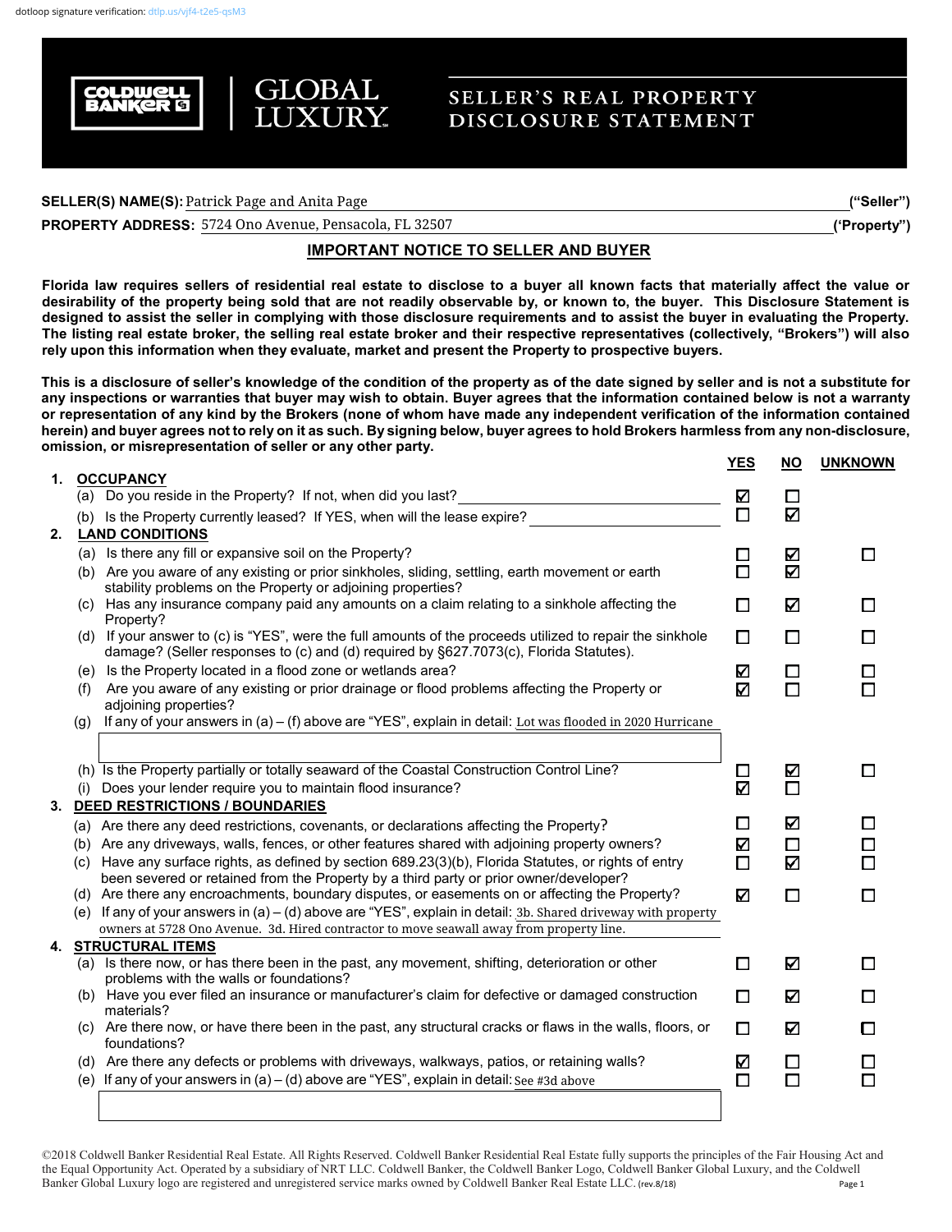dotloop signature verification: dtlp.us/vjf4-t2e5-qsM3

# COLDWELL BANKER | GLOBAL LUXURY — SELLER'S REAL PROPERTY DISCLOSURE STATEMENT

**SELLER(S) NAME(S):** Patrick Page and Anita Page **("Seller")**

**PROPERTY ADDRESS:** 5724 Ono Avenue, Pensacola, FL 32507 **('Property")**

## IMPORTANT NOTICE TO SELLER AND BUYER

**Florida law requires sellers of residential real estate to disclose to a buyer all known facts that materially affect the value or desirability of the property being sold that are not readily observable by, or known to, the buyer. This Disclosure Statement is designed to assist the seller in complying with those disclosure requirements and to assist the buyer in evaluating the Property. The listing real estate broker, the selling real estate broker and their respective representatives (collectively, "Brokers") will also rely upon this information when they evaluate, market and present the Property to prospective buyers.**

**This is a disclosure of seller's knowledge of the condition of the property as of the date signed by seller and is not a substitute for any inspections or warranties that buyer may wish to obtain. Buyer agrees that the information contained below is not a warranty or representation of any kind by the Brokers (none of whom have made any independent verification of the information contained herein) and buyer agrees not to rely on it as such. By signing below, buyer agrees to hold Brokers harmless from any non-disclosure, omission, or misrepresentation of seller or any other party.**

| | | YES | NO | UNKNOWN |
|---|---|---|---|---|
| **1.** | **OCCUPANCY** | | | |
| | (a) Do you reside in the Property? If not, when did you last? | ☑ | ☐ | |
| | (b) Is the Property currently leased? If YES, when will the lease expire? | ☐ | ☑ | |
| **2.** | **LAND CONDITIONS** | | | |
| | (a) Is there any fill or expansive soil on the Property? | ☐ | ☑ | ☐ |
| | (b) Are you aware of any existing or prior sinkholes, sliding, settling, earth movement or earth stability problems on the Property or adjoining properties? | ☐ | ☑ | |
| | (c) Has any insurance company paid any amounts on a claim relating to a sinkhole affecting the Property? | ☐ | ☑ | ☐ |
| | (d) If your answer to (c) is "YES", were the full amounts of the proceeds utilized to repair the sinkhole damage? (Seller responses to (c) and (d) required by §627.7073(c), Florida Statutes). | ☐ | ☐ | ☐ |
| | (e) Is the Property located in a flood zone or wetlands area? | ☑ | ☐ | ☐ |
| | (f) Are you aware of any existing or prior drainage or flood problems affecting the Property or adjoining properties? | ☑ | ☐ | ☐ |
| | (g) If any of your answers in (a) – (f) above are "YES", explain in detail: Lot was flooded in 2020 Hurricane | | | |
| | (h) Is the Property partially or totally seaward of the Coastal Construction Control Line? | ☐ | ☑ | ☐ |
| | (i) Does your lender require you to maintain flood insurance? | ☑ | ☐ | |
| **3.** | **DEED RESTRICTIONS / BOUNDARIES** | | | |
| | (a) Are there any deed restrictions, covenants, or declarations affecting the Property? | ☐ | ☑ | ☐ |
| | (b) Are any driveways, walls, fences, or other features shared with adjoining property owners? | ☑ | ☐ | ☐ |
| | (c) Have any surface rights, as defined by section 689.23(3)(b), Florida Statutes, or rights of entry been severed or retained from the Property by a third party or prior owner/developer? | ☐ | ☑ | ☐ |
| | (d) Are there any encroachments, boundary disputes, or easements on or affecting the Property? | ☑ | ☐ | ☐ |
| | (e) If any of your answers in (a) – (d) above are "YES", explain in detail: 3b. Shared driveway with property owners at 5728 Ono Avenue. 3d. Hired contractor to move seawall away from property line. | | | |
| **4.** | **STRUCTURAL ITEMS** | | | |
| | (a) Is there now, or has there been in the past, any movement, shifting, deterioration or other problems with the walls or foundations? | ☐ | ☑ | ☐ |
| | (b) Have you ever filed an insurance or manufacturer's claim for defective or damaged construction materials? | ☐ | ☑ | ☐ |
| | (c) Are there now, or have there been in the past, any structural cracks or flaws in the walls, floors, or foundations? | ☐ | ☑ | ☐ |
| | (d) Are there any defects or problems with driveways, walkways, patios, or retaining walls? | ☑ | ☐ | ☐ |
| | (e) If any of your answers in (a) – (d) above are "YES", explain in detail: See #3d above | ☐ | ☐ | ☐ |

©2018 Coldwell Banker Residential Real Estate. All Rights Reserved. Coldwell Banker Residential Real Estate fully supports the principles of the Fair Housing Act and the Equal Opportunity Act. Operated by a subsidiary of NRT LLC. Coldwell Banker, the Coldwell Banker Logo, Coldwell Banker Global Luxury, and the Coldwell Banker Global Luxury logo are registered and unregistered service marks owned by Coldwell Banker Real Estate LLC. (rev.8/18)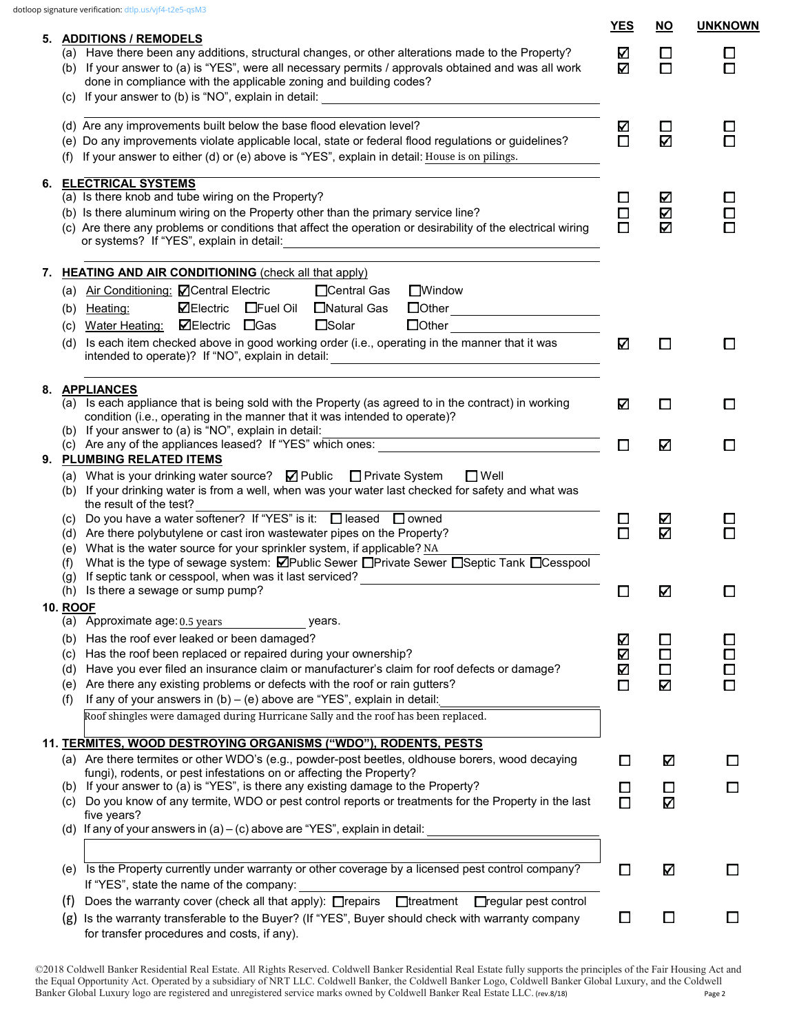dotloop signature verification: dtlp.us/vjf4-t2e5-qsM3

| | YES | NO | UNKNOWN |
|---|---|---|---|
| **5. ADDITIONS / REMODELS** | | | |
| (a) Have there been any additions, structural changes, or other alterations made to the Property? | ☑ | ☐ | ☐ |
| (b) If your answer to (a) is "YES", were all necessary permits / approvals obtained and was all work done in compliance with the applicable zoning and building codes? | ☑ | ☐ | ☐ |
| (c) If your answer to (b) is "NO", explain in detail: | | | |
| (d) Are any improvements built below the base flood elevation level? | ☑ | ☐ | ☐ |
| (e) Do any improvements violate applicable local, state or federal flood regulations or guidelines? | ☐ | ☑ | ☐ |
| (f) If your answer to either (d) or (e) above is "YES", explain in detail: House is on pilings. | | | |
| **6. ELECTRICAL SYSTEMS** | | | |
| (a) Is there knob and tube wiring on the Property? | ☐ | ☑ | ☐ |
| (b) Is there aluminum wiring on the Property other than the primary service line? | ☐ | ☑ | ☐ |
| (c) Are there any problems or conditions that affect the operation or desirability of the electrical wiring or systems? If "YES", explain in detail: | ☐ | ☑ | ☐ |
| **7. HEATING AND AIR CONDITIONING** (check all that apply) | | | |
| (a) Air Conditioning: ☑ Central Electric ☐ Central Gas ☐ Window | | | |
| (b) Heating: ☑ Electric ☐ Fuel Oil ☐ Natural Gas ☐ Other | | | |
| (c) Water Heating: ☑ Electric ☐ Gas ☐ Solar ☐ Other | | | |
| (d) Is each item checked above in good working order (i.e., operating in the manner that it was intended to operate)? If "NO", explain in detail: | ☑ | ☐ | ☐ |
| **8. APPLIANCES** | | | |
| (a) Is each appliance that is being sold with the Property (as agreed to in the contract) in working condition (i.e., operating in the manner that it was intended to operate)? | ☑ | ☐ | ☐ |
| (b) If your answer to (a) is "NO", explain in detail: | | | |
| (c) Are any of the appliances leased? If "YES" which ones: | ☐ | ☑ | ☐ |
| **9. PLUMBING RELATED ITEMS** | | | |
| (a) What is your drinking water source? ☑ Public ☐ Private System ☐ Well | | | |
| (b) If your drinking water is from a well, when was your water last checked for safety and what was the result of the test? | | | |
| (c) Do you have a water softener? If "YES" is it: ☐ leased ☐ owned | ☐ | ☑ | ☐ |
| (d) Are there polybutylene or cast iron wastewater pipes on the Property? | ☐ | ☑ | ☐ |
| (e) What is the water source for your sprinkler system, if applicable? NA | | | |
| (f) What is the type of sewage system: ☑ Public Sewer ☐ Private Sewer ☐ Septic Tank ☐ Cesspool | | | |
| (g) If septic tank or cesspool, when was it last serviced? | | | |
| (h) Is there a sewage or sump pump? | ☐ | ☑ | ☐ |
| **10. ROOF** | | | |
| (a) Approximate age: 0.5 years years. | | | |
| (b) Has the roof ever leaked or been damaged? | ☑ | ☐ | ☐ |
| (c) Has the roof been replaced or repaired during your ownership? | ☑ | ☐ | ☐ |
| (d) Have you ever filed an insurance claim or manufacturer's claim for roof defects or damage? | ☑ | ☐ | ☐ |
| (e) Are there any existing problems or defects with the roof or rain gutters? | ☐ | ☑ | ☐ |
| (f) If any of your answers in (b) – (e) above are "YES", explain in detail: Roof shingles were damaged during Hurricane Sally and the roof has been replaced. | | | |
| **11. TERMITES, WOOD DESTROYING ORGANISMS ("WDO"), RODENTS, PESTS** | | | |
| (a) Are there termites or other WDO's (e.g., powder-post beetles, oldhouse borers, wood decaying fungi), rodents, or pest infestations on or affecting the Property? | ☐ | ☑ | ☐ |
| (b) If your answer to (a) is "YES", is there any existing damage to the Property? | ☐ | ☐ | ☐ |
| (c) Do you know of any termite, WDO or pest control reports or treatments for the Property in the last five years? | ☐ | ☑ | |
| (d) If any of your answers in (a) – (c) above are "YES", explain in detail: | | | |
| (e) Is the Property currently under warranty or other coverage by a licensed pest control company? If "YES", state the name of the company: | ☐ | ☑ | ☐ |
| (f) Does the warranty cover (check all that apply): ☐ repairs ☐ treatment ☐ regular pest control | | | |
| (g) Is the warranty transferable to the Buyer? (If "YES", Buyer should check with warranty company for transfer procedures and costs, if any). | ☐ | ☐ | ☐ |

©2018 Coldwell Banker Residential Real Estate. All Rights Reserved. Coldwell Banker Residential Real Estate fully supports the principles of the Fair Housing Act and the Equal Opportunity Act. Operated by a subsidiary of NRT LLC. Coldwell Banker, the Coldwell Banker Logo, Coldwell Banker Global Luxury, and the Coldwell Banker Global Luxury logo are registered and unregistered service marks owned by Coldwell Banker Real Estate LLC. (rev.8/18)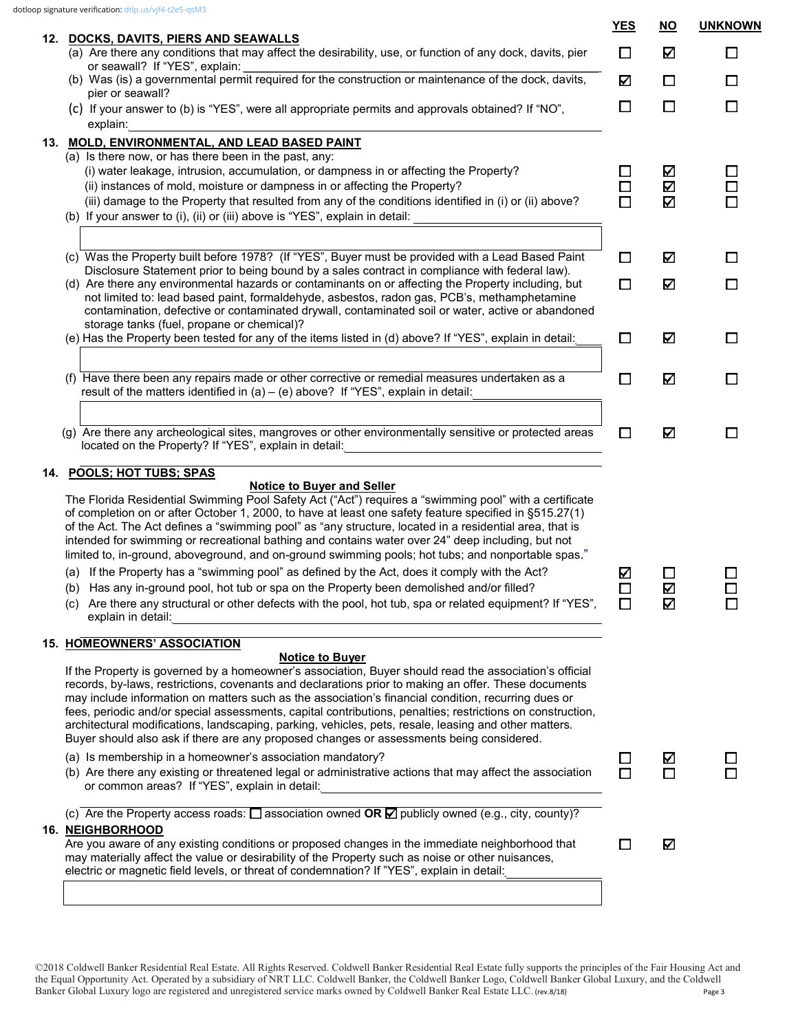dotloop signature verification: dtlp.us/vjf4-t2e5-qsM3

| | YES | NO | UNKNOWN |
|---|---|---|---|
| **12. DOCKS, DAVITS, PIERS AND SEAWALLS** | | | |
| (a) Are there any conditions that may affect the desirability, use, or function of any dock, davits, pier or seawall? If "YES", explain: | ☐ | ☑ | ☐ |
| (b) Was (is) a governmental permit required for the construction or maintenance of the dock, davits, pier or seawall? | ☑ | ☐ | ☐ |
| (c) If your answer to (b) is "YES", were all appropriate permits and approvals obtained? If "NO", explain: | ☐ | ☐ | ☐ |
| **13. MOLD, ENVIRONMENTAL, AND LEAD BASED PAINT** | | | |
| (a) Is there now, or has there been in the past, any: | | | |
| (i) water leakage, intrusion, accumulation, or dampness in or affecting the Property? | ☐ | ☑ | ☐ |
| (ii) instances of mold, moisture or dampness in or affecting the Property? | ☐ | ☑ | ☐ |
| (iii) damage to the Property that resulted from any of the conditions identified in (i) or (ii) above? | ☐ | ☑ | ☐ |
| (b) If your answer to (i), (ii) or (iii) above is "YES", explain in detail: | | | |
| (c) Was the Property built before 1978? (If "YES", Buyer must be provided with a Lead Based Paint Disclosure Statement prior to being bound by a sales contract in compliance with federal law). | ☐ | ☑ | ☐ |
| (d) Are there any environmental hazards or contaminants on or affecting the Property including, but not limited to: lead based paint, formaldehyde, asbestos, radon gas, PCB's, methamphetamine contamination, defective or contaminated drywall, contaminated soil or water, active or abandoned storage tanks (fuel, propane or chemical)? | ☐ | ☑ | ☐ |
| (e) Has the Property been tested for any of the items listed in (d) above? If "YES", explain in detail: | ☐ | ☑ | ☐ |
| (f) Have there been any repairs made or other corrective or remedial measures undertaken as a result of the matters identified in (a) – (e) above? If "YES", explain in detail: | ☐ | ☑ | ☐ |
| (g) Are there any archeological sites, mangroves or other environmentally sensitive or protected areas located on the Property? If "YES", explain in detail: | ☐ | ☑ | ☐ |

**14. POOLS; HOT TUBS; SPAS**

**Notice to Buyer and Seller**

The Florida Residential Swimming Pool Safety Act ("Act") requires a "swimming pool" with a certificate of completion on or after October 1, 2000, to have at least one safety feature specified in §515.27(1) of the Act. The Act defines a "swimming pool" as "any structure, located in a residential area, that is intended for swimming or recreational bathing and contains water over 24" deep including, but not limited to, in-ground, aboveground, and on-ground swimming pools; hot tubs; and nonportable spas."

| | YES | NO | UNKNOWN |
|---|---|---|---|
| (a) If the Property has a "swimming pool" as defined by the Act, does it comply with the Act? | ☑ | ☐ | ☐ |
| (b) Has any in-ground pool, hot tub or spa on the Property been demolished and/or filled? | ☐ | ☑ | ☐ |
| (c) Are there any structural or other defects with the pool, hot tub, spa or related equipment? If "YES", explain in detail: | ☐ | ☑ | ☐ |

**15. HOMEOWNERS' ASSOCIATION**

**Notice to Buyer**

If the Property is governed by a homeowner's association, Buyer should read the association's official records, by-laws, restrictions, covenants and declarations prior to making an offer. These documents may include information on matters such as the association's financial condition, recurring dues or fees, periodic and/or special assessments, capital contributions, penalties; restrictions on construction, architectural modifications, landscaping, parking, vehicles, pets, resale, leasing and other matters. Buyer should also ask if there are any proposed changes or assessments being considered.

| | YES | NO | UNKNOWN |
|---|---|---|---|
| (a) Is membership in a homeowner's association mandatory? | ☐ | ☑ | ☐ |
| (b) Are there any existing or threatened legal or administrative actions that may affect the association or common areas? If "YES", explain in detail: | ☐ | ☐ | ☐ |

(c) Are the Property access roads: ☐ association owned **OR** ☑ publicly owned (e.g., city, county)?

**16. NEIGHBORHOOD**

| | YES | NO |
|---|---|---|
| Are you aware of any existing conditions or proposed changes in the immediate neighborhood that may materially affect the value or desirability of the Property such as noise or other nuisances, electric or magnetic field levels, or threat of condemnation? If "YES", explain in detail: | ☐ | ☑ |

©2018 Coldwell Banker Residential Real Estate. All Rights Reserved. Coldwell Banker Residential Real Estate fully supports the principles of the Fair Housing Act and the Equal Opportunity Act. Operated by a subsidiary of NRT LLC. Coldwell Banker, the Coldwell Banker Logo, Coldwell Banker Global Luxury, and the Coldwell Banker Global Luxury logo are registered and unregistered service marks owned by Coldwell Banker Real Estate LLC. (rev.8/18)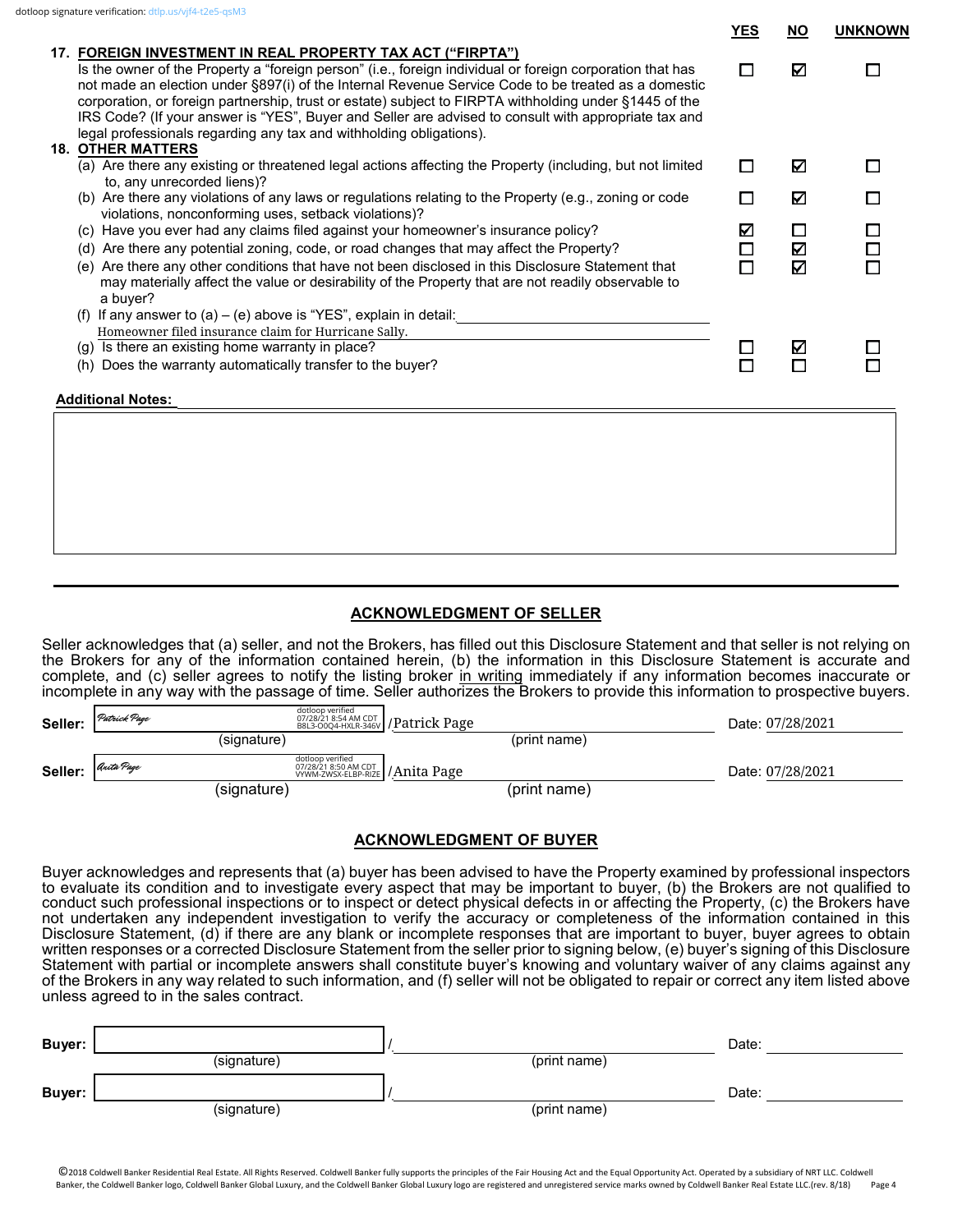dotloop signature verification: dtlp.us/vjf4-t2e5-qsM3

| | YES | NO | UNKNOWN |
|---|---|---|---|
| **17. FOREIGN INVESTMENT IN REAL PROPERTY TAX ACT ("FIRPTA")** | | | |
| Is the owner of the Property a "foreign person" (i.e., foreign individual or foreign corporation that has not made an election under §897(i) of the Internal Revenue Service Code to be treated as a domestic corporation, or foreign partnership, trust or estate) subject to FIRPTA withholding under §1445 of the IRS Code? (If your answer is "YES", Buyer and Seller are advised to consult with appropriate tax and legal professionals regarding any tax and withholding obligations). | ☐ | ☑ | ☐ |
| **18. OTHER MATTERS** | | | |
| (a) Are there any existing or threatened legal actions affecting the Property (including, but not limited to, any unrecorded liens)? | ☐ | ☑ | ☐ |
| (b) Are there any violations of any laws or regulations relating to the Property (e.g., zoning or code violations, nonconforming uses, setback violations)? | ☐ | ☑ | ☐ |
| (c) Have you ever had any claims filed against your homeowner's insurance policy? | ☑ | ☐ | ☐ |
| (d) Are there any potential zoning, code, or road changes that may affect the Property? | ☐ | ☑ | ☐ |
| (e) Are there any other conditions that have not been disclosed in this Disclosure Statement that may materially affect the value or desirability of the Property that are not readily observable to a buyer? | ☐ | ☑ | ☐ |
| (f) If any answer to (a) – (e) above is "YES", explain in detail: Homeowner filed insurance claim for Hurricane Sally. | | | |
| (g) Is there an existing home warranty in place? | ☐ | ☑ | ☐ |
| (h) Does the warranty automatically transfer to the buyer? | ☐ | ☐ | ☐ |

**Additional Notes:**

## ACKNOWLEDGMENT OF SELLER

Seller acknowledges that (a) seller, and not the Brokers, has filled out this Disclosure Statement and that seller is not relying on the Brokers for any of the information contained herein, (b) the information in this Disclosure Statement is accurate and complete, and (c) seller agrees to notify the listing broker in writing immediately if any information becomes inaccurate or incomplete in any way with the passage of time. Seller authorizes the Brokers to provide this information to prospective buyers.

**Seller:** Patrick Page (dotloop verified 07/28/21 8:54 AM CDT B8L3-O0Q4-HXLR-346V) / Patrick Page Date: 07/28/2021
(signature) (print name)

**Seller:** Anita Page (dotloop verified 07/28/21 8:50 AM CDT VYWM-ZWSX-ELBP-RIZE) / Anita Page Date: 07/28/2021
(signature) (print name)

## ACKNOWLEDGMENT OF BUYER

Buyer acknowledges and represents that (a) buyer has been advised to have the Property examined by professional inspectors to evaluate its condition and to investigate every aspect that may be important to buyer, (b) the Brokers are not qualified to conduct such professional inspections or to inspect or detect physical defects in or affecting the Property, (c) the Brokers have not undertaken any independent investigation to verify the accuracy or completeness of the information contained in this Disclosure Statement, (d) if there are any blank or incomplete responses that are important to buyer, buyer agrees to obtain written responses or a corrected Disclosure Statement from the seller prior to signing below, (e) buyer's signing of this Disclosure Statement with partial or incomplete answers shall constitute buyer's knowing and voluntary waiver of any claims against any of the Brokers in any way related to such information, and (f) seller will not be obligated to repair or correct any item listed above unless agreed to in the sales contract.

**Buyer:** ____________ / ____________ Date: ________
(signature) (print name)

**Buyer:** ____________ / ____________ Date: ________
(signature) (print name)

©2018 Coldwell Banker Residential Real Estate. All Rights Reserved. Coldwell Banker fully supports the principles of the Fair Housing Act and the Equal Opportunity Act. Operated by a subsidiary of NRT LLC. Coldwell Banker, the Coldwell Banker logo, Coldwell Banker Global Luxury, and the Coldwell Banker Global Luxury logo are registered and unregistered service marks owned by Coldwell Banker Real Estate LLC.(rev. 8/18)